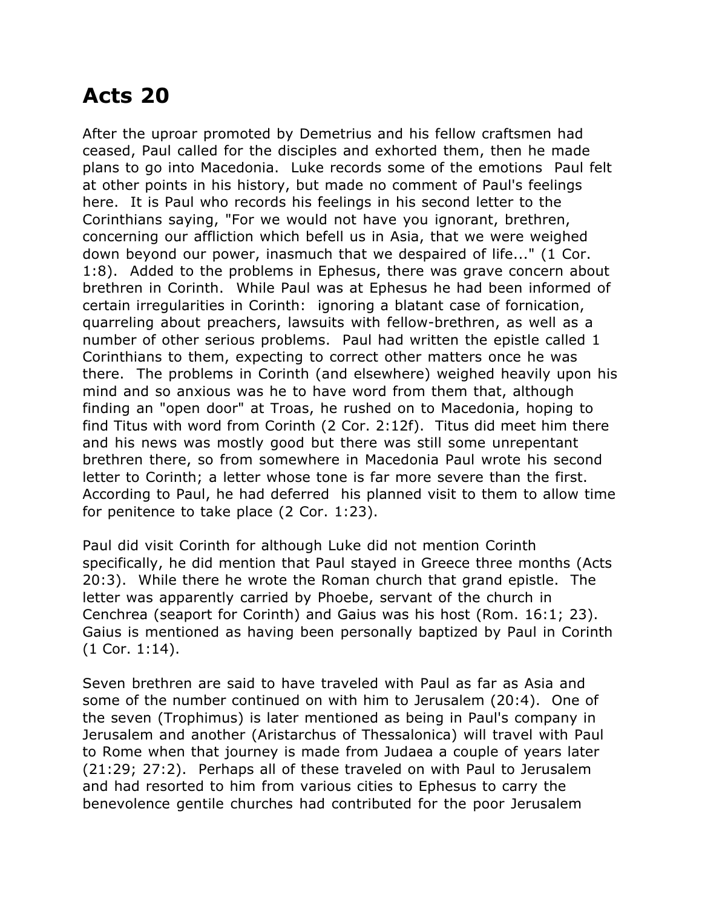# Acts 20

After the uproar promoted by Demetrius and his fellow craftsmen had ceased, Paul called for the disciples and exhorted them, then he made plans to go into Macedonia. Luke records some of the emotions Paul felt at other points in his history, but made no comment of Paul's feelings here. It is Paul who records his feelings in his second letter to the Corinthians saying, "For we would not have you ignorant, brethren, concerning our affliction which befell us in Asia, that we were weighed down beyond our power, inasmuch that we despaired of life..." (1 Cor. 1:8). Added to the problems in Ephesus, there was grave concern about brethren in Corinth. While Paul was at Ephesus he had been informed of certain irregularities in Corinth: ignoring a blatant case of fornication, quarreling about preachers, lawsuits with fellow-brethren, as well as a number of other serious problems. Paul had written the epistle called 1 Corinthians to them, expecting to correct other matters once he was there. The problems in Corinth (and elsewhere) weighed heavily upon his mind and so anxious was he to have word from them that, although finding an "open door" at Troas, he rushed on to Macedonia, hoping to find Titus with word from Corinth (2 Cor. 2:12f). Titus did meet him there and his news was mostly good but there was still some unrepentant brethren there, so from somewhere in Macedonia Paul wrote his second letter to Corinth; a letter whose tone is far more severe than the first. According to Paul, he had deferred his planned visit to them to allow time for penitence to take place (2 Cor. 1:23).

Paul did visit Corinth for although Luke did not mention Corinth specifically, he did mention that Paul stayed in Greece three months (Acts 20:3). While there he wrote the Roman church that grand epistle. The letter was apparently carried by Phoebe, servant of the church in Cenchrea (seaport for Corinth) and Gaius was his host (Rom. 16:1; 23). Gaius is mentioned as having been personally baptized by Paul in Corinth (1 Cor. 1:14).

Seven brethren are said to have traveled with Paul as far as Asia and some of the number continued on with him to Jerusalem (20:4). One of the seven (Trophimus) is later mentioned as being in Paul's company in Jerusalem and another (Aristarchus of Thessalonica) will travel with Paul to Rome when that journey is made from Judaea a couple of years later (21:29; 27:2). Perhaps all of these traveled on with Paul to Jerusalem and had resorted to him from various cities to Ephesus to carry the benevolence gentile churches had contributed for the poor Jerusalem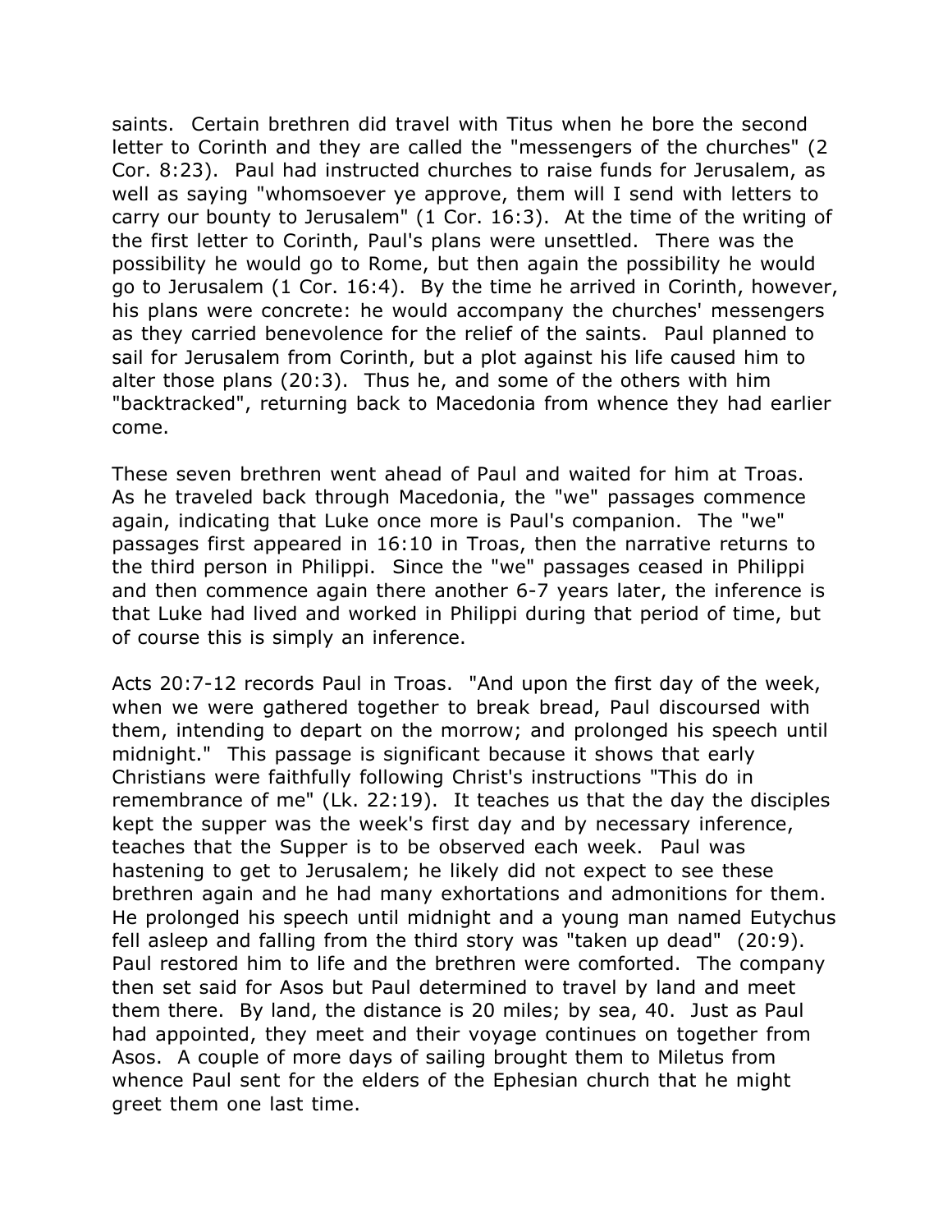saints. Certain brethren did travel with Titus when he bore the second letter to Corinth and they are called the "messengers of the churches" (2 Cor. 8:23). Paul had instructed churches to raise funds for Jerusalem, as well as saying "whomsoever ye approve, them will I send with letters to carry our bounty to Jerusalem" (1 Cor. 16:3). At the time of the writing of the first letter to Corinth, Paul's plans were unsettled. There was the possibility he would go to Rome, but then again the possibility he would go to Jerusalem (1 Cor. 16:4). By the time he arrived in Corinth, however, his plans were concrete: he would accompany the churches' messengers as they carried benevolence for the relief of the saints. Paul planned to sail for Jerusalem from Corinth, but a plot against his life caused him to alter those plans (20:3). Thus he, and some of the others with him "backtracked", returning back to Macedonia from whence they had earlier come.

These seven brethren went ahead of Paul and waited for him at Troas. As he traveled back through Macedonia, the "we" passages commence again, indicating that Luke once more is Paul's companion. The "we" passages first appeared in 16:10 in Troas, then the narrative returns to the third person in Philippi. Since the "we" passages ceased in Philippi and then commence again there another 6-7 years later, the inference is that Luke had lived and worked in Philippi during that period of time, but of course this is simply an inference.

Acts 20:7-12 records Paul in Troas. "And upon the first day of the week, when we were gathered together to break bread, Paul discoursed with them, intending to depart on the morrow; and prolonged his speech until midnight." This passage is significant because it shows that early Christians were faithfully following Christ's instructions "This do in remembrance of me" (Lk. 22:19). It teaches us that the day the disciples kept the supper was the week's first day and by necessary inference, teaches that the Supper is to be observed each week. Paul was hastening to get to Jerusalem; he likely did not expect to see these brethren again and he had many exhortations and admonitions for them. He prolonged his speech until midnight and a young man named Eutychus fell asleep and falling from the third story was "taken up dead" (20:9). Paul restored him to life and the brethren were comforted. The company then set said for Asos but Paul determined to travel by land and meet them there. By land, the distance is 20 miles; by sea, 40. Just as Paul had appointed, they meet and their voyage continues on together from Asos. A couple of more days of sailing brought them to Miletus from whence Paul sent for the elders of the Ephesian church that he might greet them one last time.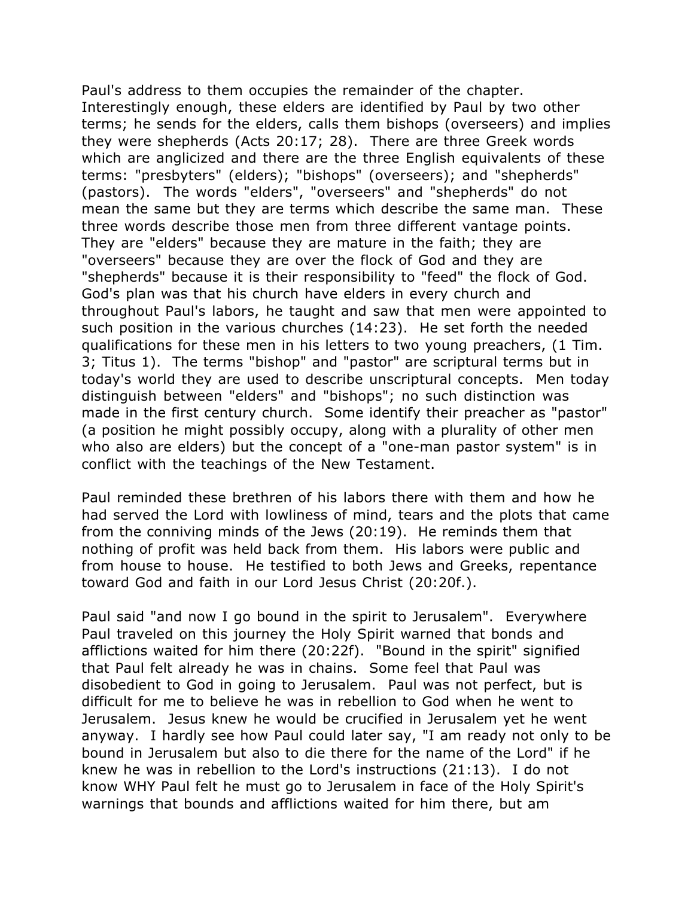Paul's address to them occupies the remainder of the chapter. Interestingly enough, these elders are identified by Paul by two other terms; he sends for the elders, calls them bishops (overseers) and implies they were shepherds (Acts 20:17; 28). There are three Greek words which are anglicized and there are the three English equivalents of these terms: "presbyters" (elders); "bishops" (overseers); and "shepherds" (pastors). The words "elders", "overseers" and "shepherds" do not mean the same but they are terms which describe the same man. These three words describe those men from three different vantage points. They are "elders" because they are mature in the faith; they are "overseers" because they are over the flock of God and they are "shepherds" because it is their responsibility to "feed" the flock of God. God's plan was that his church have elders in every church and throughout Paul's labors, he taught and saw that men were appointed to such position in the various churches (14:23). He set forth the needed qualifications for these men in his letters to two young preachers, (1 Tim. 3; Titus 1). The terms "bishop" and "pastor" are scriptural terms but in today's world they are used to describe unscriptural concepts. Men today distinguish between "elders" and "bishops"; no such distinction was made in the first century church. Some identify their preacher as "pastor" (a position he might possibly occupy, along with a plurality of other men who also are elders) but the concept of a "one-man pastor system" is in conflict with the teachings of the New Testament.

Paul reminded these brethren of his labors there with them and how he had served the Lord with lowliness of mind, tears and the plots that came from the conniving minds of the Jews (20:19). He reminds them that nothing of profit was held back from them. His labors were public and from house to house. He testified to both Jews and Greeks, repentance toward God and faith in our Lord Jesus Christ (20:20f.).

Paul said "and now I go bound in the spirit to Jerusalem". Everywhere Paul traveled on this journey the Holy Spirit warned that bonds and afflictions waited for him there (20:22f). "Bound in the spirit" signified that Paul felt already he was in chains. Some feel that Paul was disobedient to God in going to Jerusalem. Paul was not perfect, but is difficult for me to believe he was in rebellion to God when he went to Jerusalem. Jesus knew he would be crucified in Jerusalem yet he went anyway. I hardly see how Paul could later say, "I am ready not only to be bound in Jerusalem but also to die there for the name of the Lord" if he knew he was in rebellion to the Lord's instructions (21:13). I do not know WHY Paul felt he must go to Jerusalem in face of the Holy Spirit's warnings that bounds and afflictions waited for him there, but am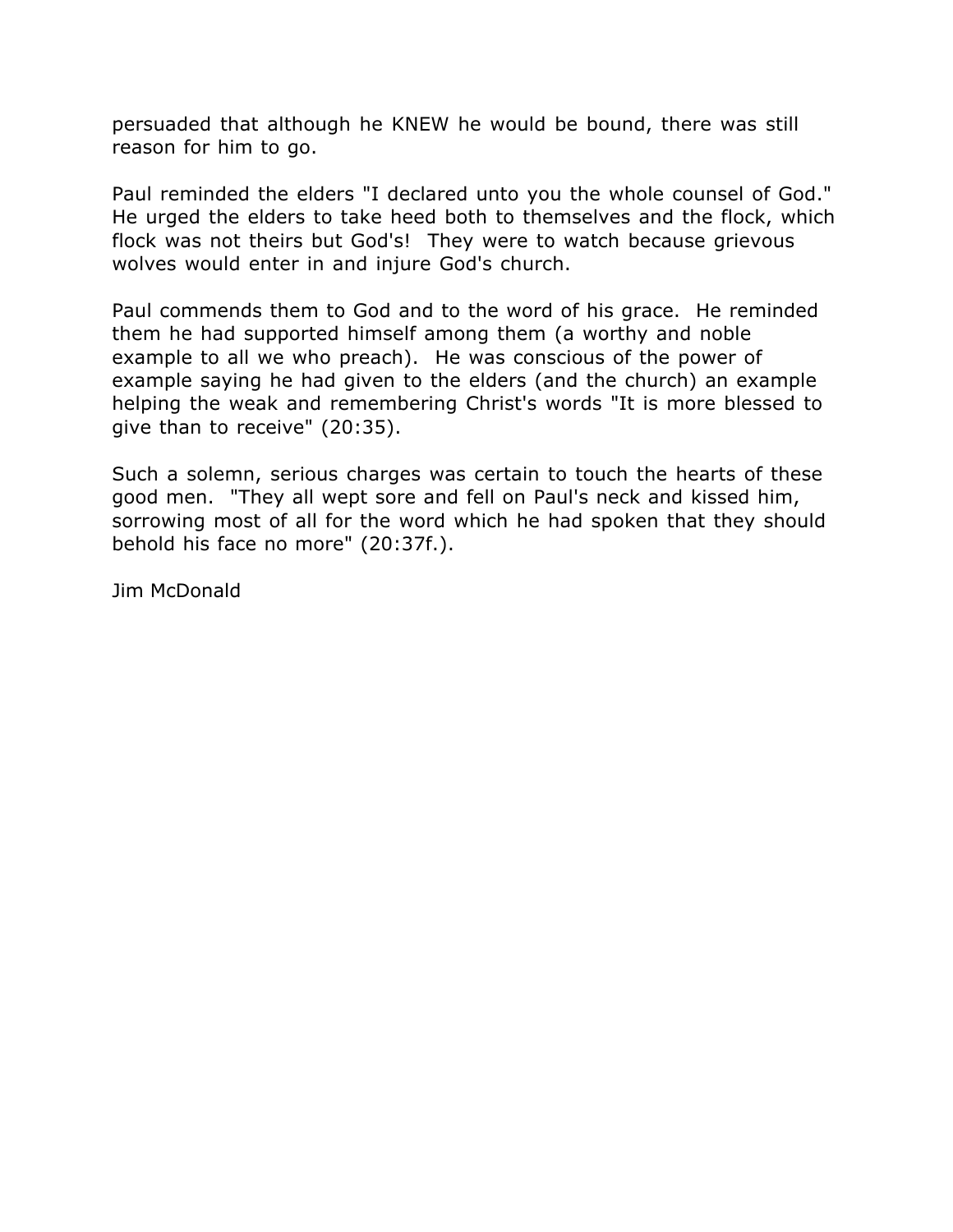persuaded that although he KNEW he would be bound, there was still reason for him to go.

Paul reminded the elders "I declared unto you the whole counsel of God." He urged the elders to take heed both to themselves and the flock, which flock was not theirs but God's! They were to watch because grievous wolves would enter in and injure God's church.

Paul commends them to God and to the word of his grace. He reminded them he had supported himself among them (a worthy and noble example to all we who preach). He was conscious of the power of example saying he had given to the elders (and the church) an example helping the weak and remembering Christ's words "It is more blessed to give than to receive" (20:35).

Such a solemn, serious charges was certain to touch the hearts of these good men. "They all wept sore and fell on Paul's neck and kissed him, sorrowing most of all for the word which he had spoken that they should behold his face no more" (20:37f.).

Jim McDonald